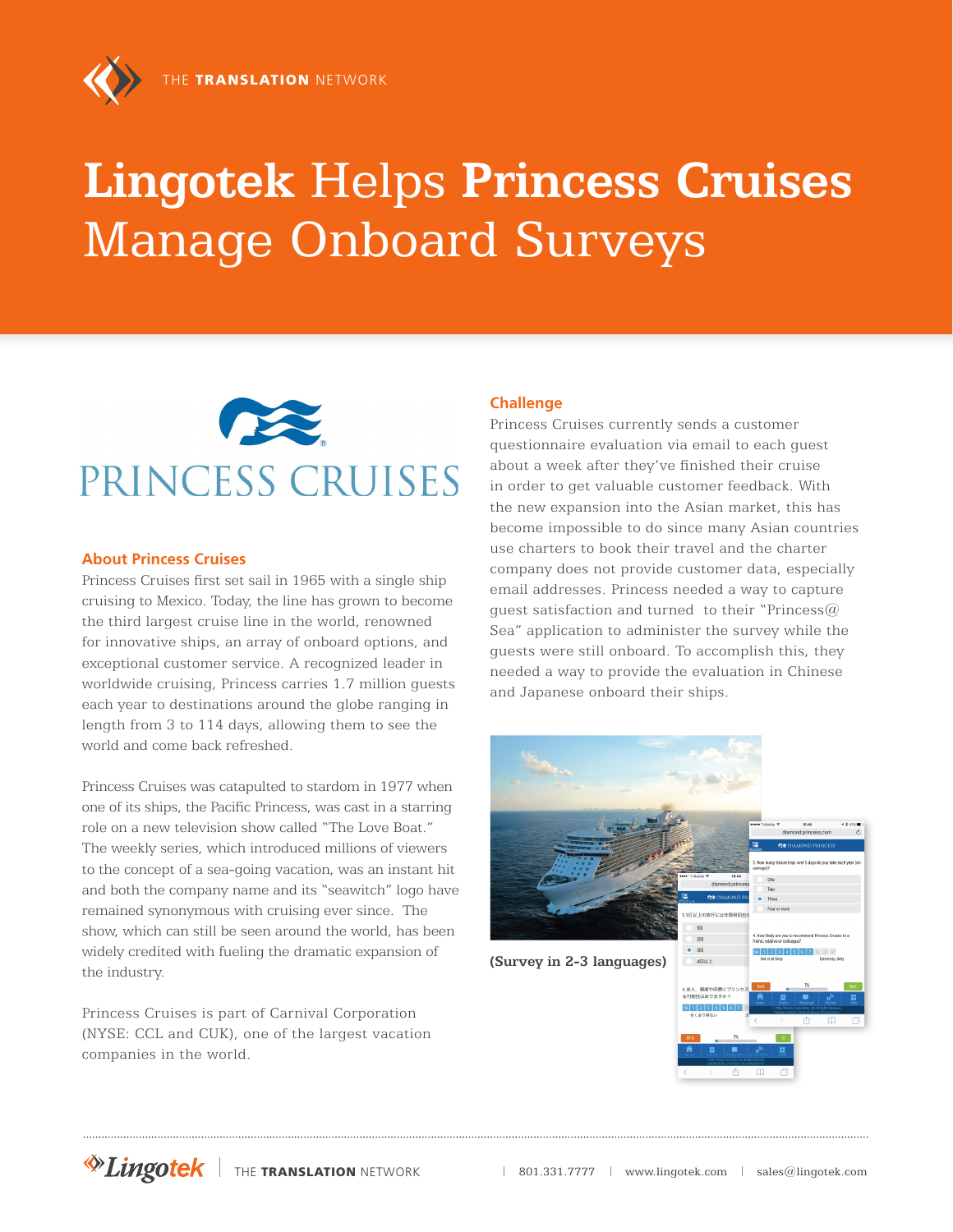THE **TRANSLATION** NETWORK

# **Lingotek** Helps **Princess Cruises** Manage Onboard Surveys

PRINCESS CRUISES

## About Princess Cruises

Princess Cruises first set sail in 1965 with a single ship cruising to Mexico. Today, the line has grown to become the third largest cruise line in the world, renowned for innovative ships, an array of onboard options, and exceptional customer service. A recognized leader in worldwide cruising, Princess carries 1.7 million guests each year to destinations around the globe ranging in length from 3 to 114 days, allowing them to see the world and come back refreshed.

Princess Cruises was catapulted to stardom in 1977 when one of its ships, the Pacific Princess, was cast in a starring role on a new television show called "The Love Boat." The weekly series, which introduced millions of viewers to the concept of a sea-going vacation, was an instant hit and both the company name and its "seawitch" logo have remained synonymous with cruising ever since. The show, which can still be seen around the world, has been widely credited with fueling the dramatic expansion of the industry.

Princess Cruises is part of Carnival Corporation (NYSE: CCL and CUK), one of the largest vacation companies in the world.

## Challenge

Princess Cruises currently sends a customer questionnaire evaluation via email to each guest about a week after they've finished their cruise in order to get valuable customer feedback. With the new expansion into the Asian market, this has become impossible to do since many Asian countries use charters to book their travel and the charter company does not provide customer data, especially email addresses. Princess needed a way to capture guest satisfaction and turned to their "Princess@ Sea" application to administer the survey while the guests were still onboard. To accomplish this, they needed a way to provide the evaluation in Chinese and Japanese onboard their ships.

**(Survey in 2-3 languages)**

Lingotek | THE **TRANSLATION** NETWORK | 801.331.7777 | www.lingotek.com | sales@lingotek.com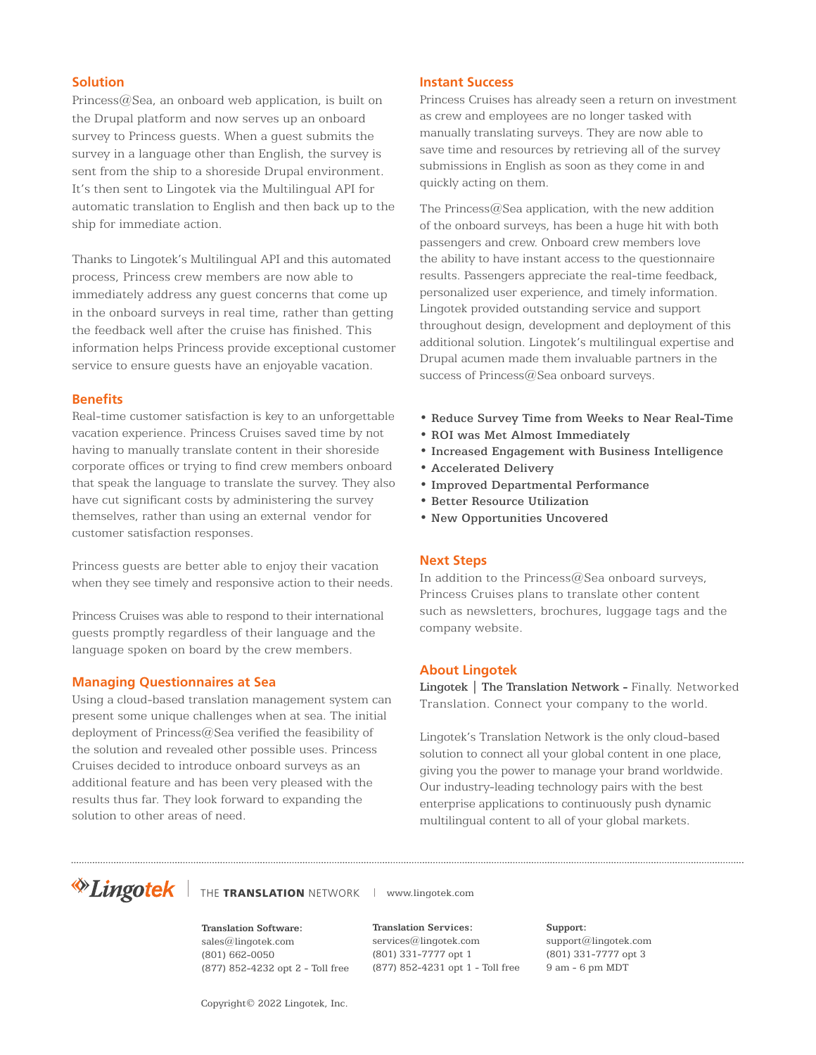## Solution

Princess@Sea, an onboard web application, is built on the Drupal platform and now serves up an onboard survey to Princess guests. When a guest submits the survey in a language other than English, the survey is sent from the ship to a shoreside Drupal environment. It's then sent to Lingotek via the Multilingual API for automatic translation to English and then back up to the ship for immediate action.

Thanks to Lingotek's Multilingual API and this automated process, Princess crew members are now able to immediately address any guest concerns that come up in the onboard surveys in real time, rather than getting the feedback well after the cruise has finished. This information helps Princess provide exceptional customer service to ensure guests have an enjoyable vacation.

## Benefits

Real-time customer satisfaction is key to an unforgettable vacation experience. Princess Cruises saved time by not having to manually translate content in their shoreside corporate offices or trying to find crew members onboard that speak the language to translate the survey. They also have cut significant costs by administering the survey themselves, rather than using an external vendor for customer satisfaction responses.

Princess guests are better able to enjoy their vacation when they see timely and responsive action to their needs.

Princess Cruises was able to respond to their international guests promptly regardless of their language and the language spoken on board by the crew members.

## Managing Questionnaires at Sea

Using a cloud-based translation management system can present some unique challenges when at sea. The initial deployment of Princess@Sea verified the feasibility of the solution and revealed other possible uses. Princess Cruises decided to introduce onboard surveys as an additional feature and has been very pleased with the results thus far. They look forward to expanding the solution to other areas of need.

## Instant Success

Princess Cruises has already seen a return on investment as crew and employees are no longer tasked with manually translating surveys. They are now able to save time and resources by retrieving all of the survey submissions in English as soon as they come in and quickly acting on them.

The Princess@Sea application, with the new addition of the onboard surveys, has been a huge hit with both passengers and crew. Onboard crew members love the ability to have instant access to the questionnaire results. Passengers appreciate the real-time feedback, personalized user experience, and timely information. Lingotek provided outstanding service and support throughout design, development and deployment of this additional solution. Lingotek's multilingual expertise and Drupal acumen made them invaluable partners in the success of Princess@Sea onboard surveys.

- **Reduce Survey Time from Weeks to Near Real-Time**
- **ROI was Met Almost Immediately**
- **Increased Engagement with Business Intelligence**
- **Accelerated Delivery**
- **Improved Departmental Performance**
- **Better Resource Utilization**
- **New Opportunities Uncovered**

## Next Steps

In addition to the Princess@Sea onboard surveys, Princess Cruises plans to translate other content such as newsletters, brochures, luggage tags and the company website.

## About Lingotek

**Lingotek | The Translation Network -** Finally. Networked Translation. Connect your company to the world.

Lingotek's Translation Network is the only cloud-based solution to connect all your global content in one place, giving you the power to manage your brand worldwide. Our industry-leading technology pairs with the best enterprise applications to continuously push dynamic multilingual content to all of your global markets.

Lingotek | THE **TRANSLATION** NETWORK | www.lingotek.com

**Translation Software:**
sales@lingotek.com
(801) 662-0050
(877) 852-4232 opt 2 - Toll free

**Translation Services:**
services@lingotek.com
(801) 331-7777 opt 1
(877) 852-4231 opt 1 - Toll free

**Support:**
support@lingotek.com
(801) 331-7777 opt 3
9 am - 6 pm MDT

Copyright© 2022 Lingotek, Inc.